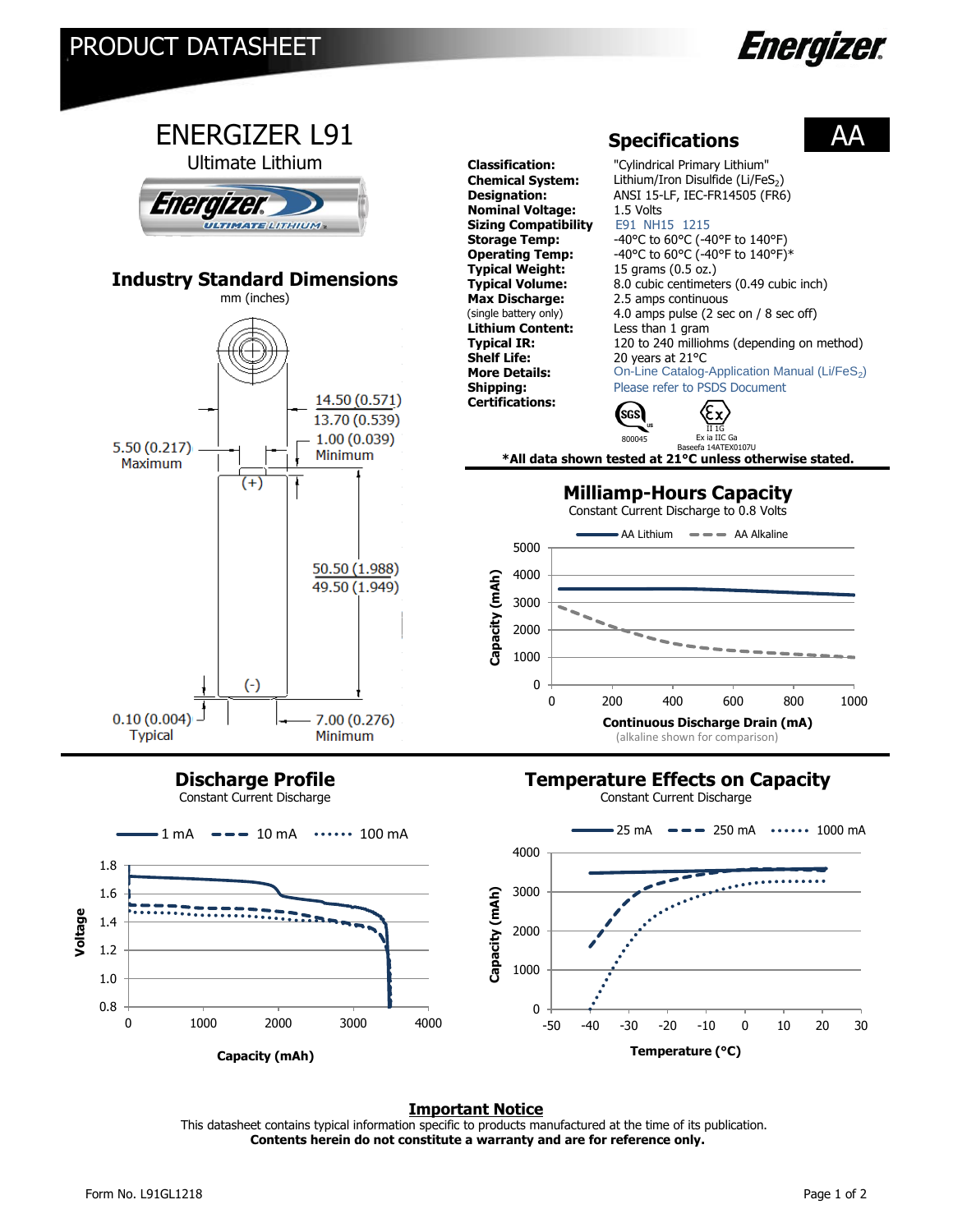# PRODUCT DATASHEET

Energizer

# ENERGIZER L91

Ultimate Lithium

## Industry Standard Dimensions

mm (inches)

14.50 (0.571)
13.70 (0.539)

5.50 (0.217) Maximum

1.00 (0.039) Minimum

(+)

50.50 (1.988)
49.50 (1.949)

(-)

0.10 (0.004) Typical

7.00 (0.276) Minimum

## Specifications

**AA**

| | |
|---|---|
| **Classification:** | "Cylindrical Primary Lithium" |
| **Chemical System:** | Lithium/Iron Disulfide ($Li/FeS_2$) |
| **Designation:** | ANSI 15-LF, IEC-FR14505 (FR6) |
| **Nominal Voltage:** | 1.5 Volts |
| **Sizing Compatibility** | E91 NH15 1215 |
| **Storage Temp:** | -40°C to 60°C (-40°F to 140°F) |
| **Operating Temp:** | -40°C to 60°C (-40°F to 140°F)* |
| **Typical Weight:** | 15 grams (0.5 oz.) |
| **Typical Volume:** | 8.0 cubic centimeters (0.49 cubic inch) |
| **Max Discharge:** | 2.5 amps continuous |
| (single battery only) | 4.0 amps pulse (2 sec on / 8 sec off) |
| **Lithium Content:** | Less than 1 gram |
| **Typical IR:** | 120 to 240 milliohms (depending on method) |
| **Shelf Life:** | 20 years at 21°C |
| **More Details:** | On-Line Catalog-Application Manual ($Li/FeS_2$) |
| **Shipping:** | Please refer to PSDS Document |
| **Certifications:** | SGS 800045; II 1G Ex ia IIC Ga Baseefa 14ATEX0107U |

***All data shown tested at 21°C unless otherwise stated.**

## Milliamp-Hours Capacity

Constant Current Discharge to 0.8 Volts

AA Lithium — AA Alkaline

Capacity (mAh): 0, 1000, 2000, 3000, 4000, 5000

Continuous Discharge Drain (mA): 0, 200, 400, 600, 800, 1000

(alkaline shown for comparison)

## Discharge Profile

Constant Current Discharge

1 mA — 10 mA — 100 mA

Voltage: 0.8, 1.0, 1.2, 1.4, 1.6, 1.8

Capacity (mAh): 0, 1000, 2000, 3000, 4000

## Temperature Effects on Capacity

Constant Current Discharge

25 mA — 250 mA — 1000 mA

Capacity (mAh): 0, 1000, 2000, 3000, 4000

Temperature (°C): -50, -40, -30, -20, -10, 0, 10, 20, 30

**Important Notice**

This datasheet contains typical information specific to products manufactured at the time of its publication.
**Contents herein do not constitute a warranty and are for reference only.**

Form No. L91GL1218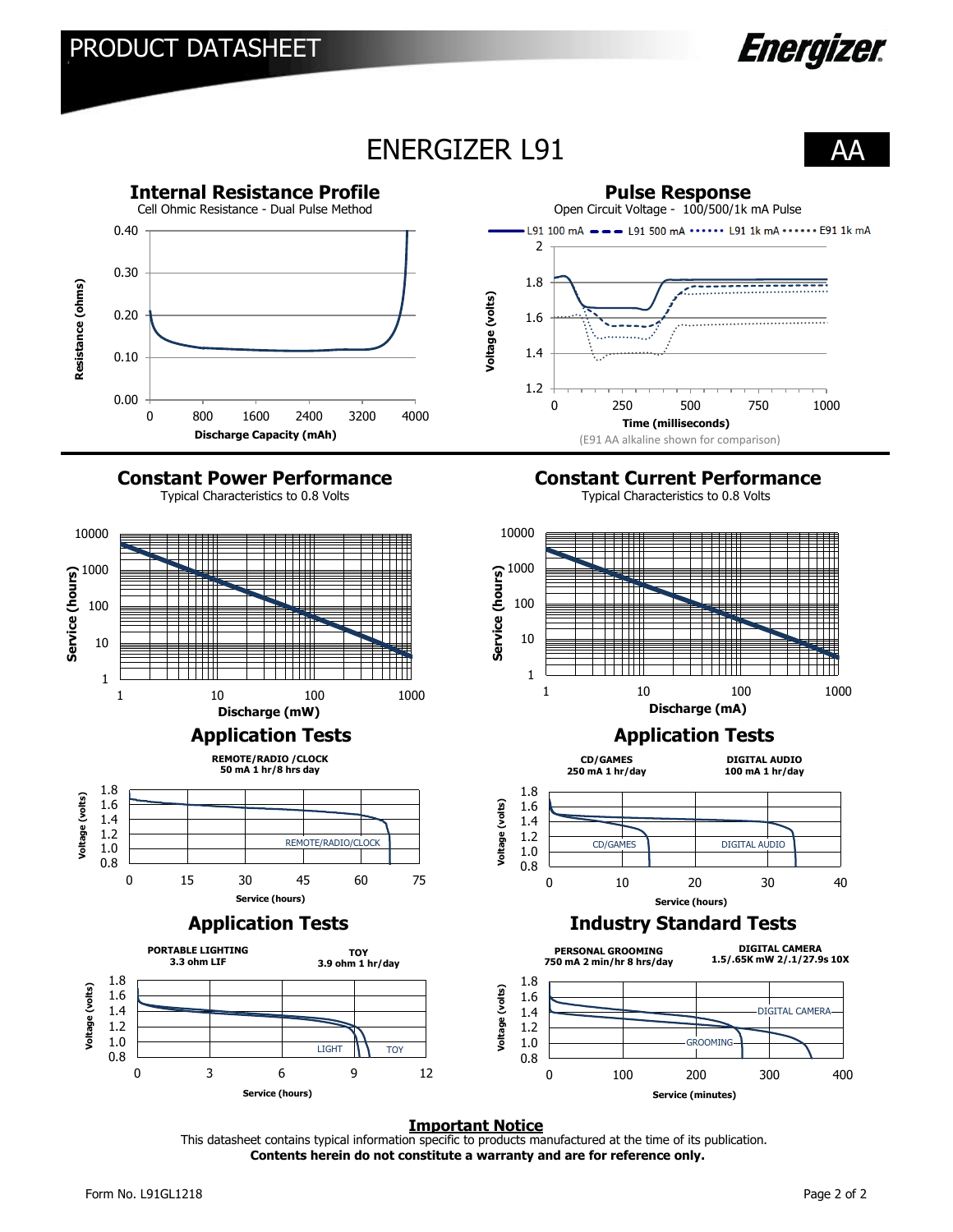PRODUCT DATASHEET

Energizer

# ENERGIZER L91

AA

## Internal Resistance Profile

Cell Ohmic Resistance - Dual Pulse Method

Resistance (ohms)

0.40
0.30
0.20
0.10
0.00

0 800 1600 2400 3200 4000

Discharge Capacity (mAh)

## Pulse Response

Open Circuit Voltage - 100/500/1k mA Pulse

L91 100 mA
L91 500 mA
L91 1k mA
E91 1k mA

Voltage (volts)

2
1.8
1.6
1.4
1.2

0 250 500 750 1000

Time (milliseconds)

(E91 AA alkaline shown for comparison)

## Constant Power Performance

Typical Characteristics to 0.8 Volts

Service (hours)

10000
1000
100
10
1

1 10 100 1000

Discharge (mW)

## Constant Current Performance

Typical Characteristics to 0.8 Volts

Service (hours)

10000
1000
100
10
1

1 10 100 1000

Discharge (mA)

## Application Tests

**REMOTE/RADIO /CLOCK**
**50 mA 1 hr/8 hrs day**

Voltage (volts)

1.8
1.6
1.4
1.2
1.0
0.8

REMOTE/RADIO/CLOCK

0 15 30 45 60 75

Service (hours)

## Application Tests

**CD/GAMES**
**250 mA 1 hr/day**

**DIGITAL AUDIO**
**100 mA 1 hr/day**

Voltage (volts)

1.8
1.6
1.4
1.2
1.0
0.8

CD/GAMES
DIGITAL AUDIO

0 10 20 30 40

Service (hours)

## Application Tests

**PORTABLE LIGHTING**
**3.3 ohm LIF**

**TOY**
**3.9 ohm 1 hr/day**

Voltage (volts)

1.8
1.6
1.4
1.2
1.0
0.8

LIGHT
TOY

0 3 6 9 12

Service (hours)

## Industry Standard Tests

**PERSONAL GROOMING**
**750 mA 2 min/hr 8 hrs/day**

**DIGITAL CAMERA**
**1.5/.65K mW 2/.1/27.9s 10X**

Voltage (volts)

1.8
1.6
1.4
1.2
1.0
0.8

DIGITAL CAMERA
GROOMING

0 100 200 300 400

Service (minutes)

**Important Notice**

This datasheet contains typical information specific to products manufactured at the time of its publication.
**Contents herein do not constitute a warranty and are for reference only.**

Form No. L91GL1218